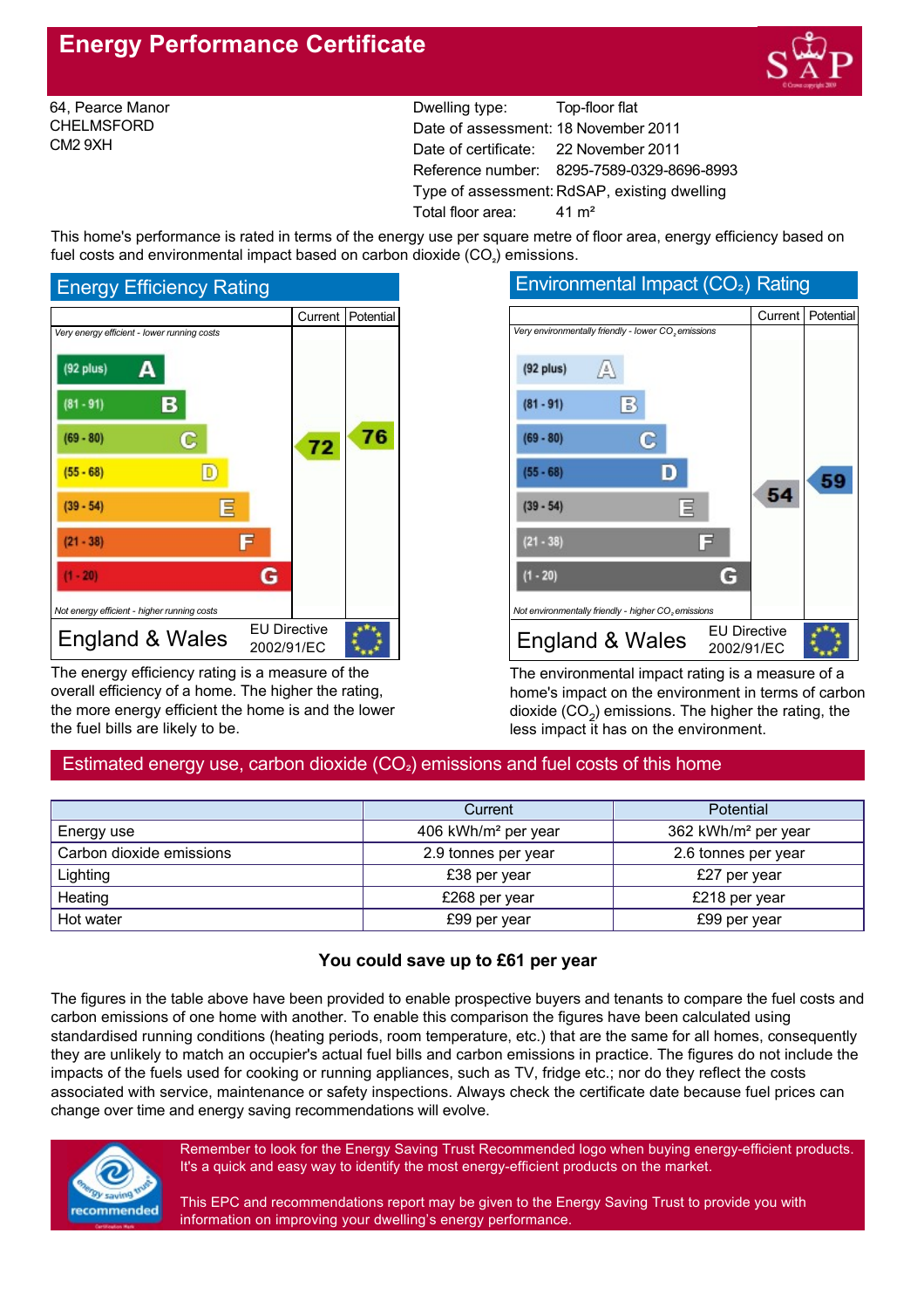# Energy Performance Certificate

64, Pearce Manor
CHELMSFORD
CM2 9XH

| | |
|---|---|
| Dwelling type: | Top-floor flat |
| Date of assessment: | 18 November 2011 |
| Date of certificate: | 22 November 2011 |
| Reference number: | 8295-7589-0329-8696-8993 |
| Type of assessment: | RdSAP, existing dwelling |
| Total floor area: | 41 m² |

This home's performance is rated in terms of the energy use per square metre of floor area, energy efficiency based on fuel costs and environmental impact based on carbon dioxide ($CO_2$) emissions.

## Energy Efficiency Rating

| | Current | Potential |
|---|---|---|
| *Very energy efficient - lower running costs* | | |
| (92 plus) A | | |
| (81 - 91) B | | |
| (69 - 80) C | 72 | 76 |
| (55 - 68) D | | |
| (39 - 54) E | | |
| (21 - 38) F | | |
| (1 - 20) G | | |
| *Not energy efficient - higher running costs* | | |
| England & Wales — EU Directive 2002/91/EC | | |

The energy efficiency rating is a measure of the overall efficiency of a home. The higher the rating, the more energy efficient the home is and the lower the fuel bills are likely to be.

## Environmental Impact ($CO_2$) Rating

| | Current | Potential |
|---|---|---|
| *Very environmentally friendly - lower $CO_2$ emissions* | | |
| (92 plus) A | | |
| (81 - 91) B | | |
| (69 - 80) C | | |
| (55 - 68) D | | 59 |
| (39 - 54) E | 54 | |
| (21 - 38) F | | |
| (1 - 20) G | | |
| *Not environmentally friendly - higher $CO_2$ emissions* | | |
| England & Wales — EU Directive 2002/91/EC | | |

The environmental impact rating is a measure of a home's impact on the environment in terms of carbon dioxide ($CO_2$) emissions. The higher the rating, the less impact it has on the environment.

## Estimated energy use, carbon dioxide ($CO_2$) emissions and fuel costs of this home

| | Current | Potential |
|---|---|---|
| Energy use | 406 kWh/m² per year | 362 kWh/m² per year |
| Carbon dioxide emissions | 2.9 tonnes per year | 2.6 tonnes per year |
| Lighting | £38 per year | £27 per year |
| Heating | £268 per year | £218 per year |
| Hot water | £99 per year | £99 per year |

**You could save up to £61 per year**

The figures in the table above have been provided to enable prospective buyers and tenants to compare the fuel costs and carbon emissions of one home with another. To enable this comparison the figures have been calculated using standardised running conditions (heating periods, room temperature, etc.) that are the same for all homes, consequently they are unlikely to match an occupier's actual fuel bills and carbon emissions in practice. The figures do not include the impacts of the fuels used for cooking or running appliances, such as TV, fridge etc.; nor do they reflect the costs associated with service, maintenance or safety inspections. Always check the certificate date because fuel prices can change over time and energy saving recommendations will evolve.

Remember to look for the Energy Saving Trust Recommended logo when buying energy-efficient products. It's a quick and easy way to identify the most energy-efficient products on the market.

This EPC and recommendations report may be given to the Energy Saving Trust to provide you with information on improving your dwelling's energy performance.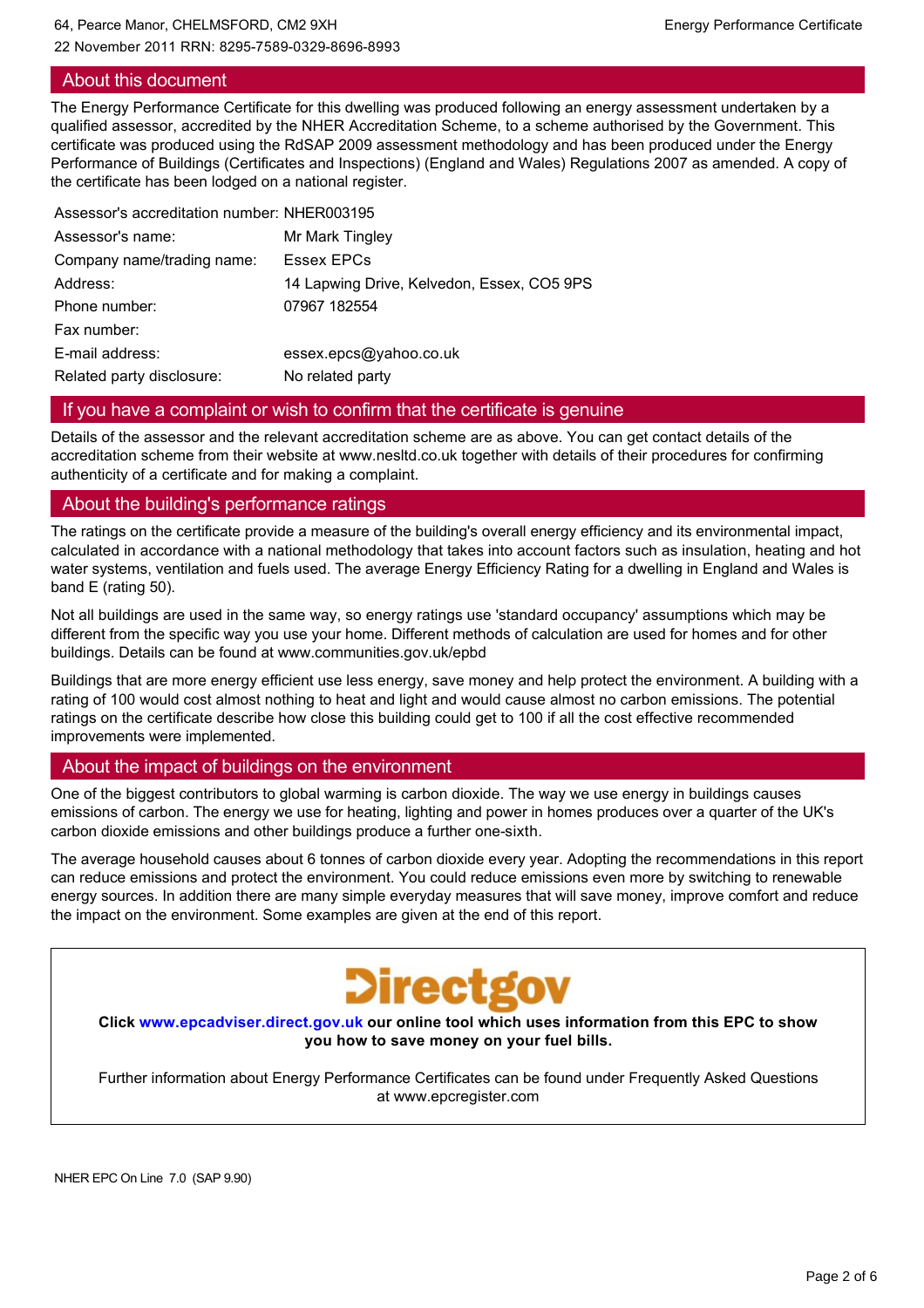64, Pearce Manor, CHELMSFORD, CM2 9XH
22 November 2011 RRN: 8295-7589-0329-8696-8993

## About this document

The Energy Performance Certificate for this dwelling was produced following an energy assessment undertaken by a qualified assessor, accredited by the NHER Accreditation Scheme, to a scheme authorised by the Government. This certificate was produced using the RdSAP 2009 assessment methodology and has been produced under the Energy Performance of Buildings (Certificates and Inspections) (England and Wales) Regulations 2007 as amended. A copy of the certificate has been lodged on a national register.

| | |
|---|---|
| Assessor's accreditation number: | NHER003195 |
| Assessor's name: | Mr Mark Tingley |
| Company name/trading name: | Essex EPCs |
| Address: | 14 Lapwing Drive, Kelvedon, Essex, CO5 9PS |
| Phone number: | 07967 182554 |
| Fax number: | |
| E-mail address: | essex.epcs@yahoo.co.uk |
| Related party disclosure: | No related party |

## If you have a complaint or wish to confirm that the certificate is genuine

Details of the assessor and the relevant accreditation scheme are as above. You can get contact details of the accreditation scheme from their website at www.nesltd.co.uk together with details of their procedures for confirming authenticity of a certificate and for making a complaint.

## About the building's performance ratings

The ratings on the certificate provide a measure of the building's overall energy efficiency and its environmental impact, calculated in accordance with a national methodology that takes into account factors such as insulation, heating and hot water systems, ventilation and fuels used. The average Energy Efficiency Rating for a dwelling in England and Wales is band E (rating 50).

Not all buildings are used in the same way, so energy ratings use 'standard occupancy' assumptions which may be different from the specific way you use your home. Different methods of calculation are used for homes and for other buildings. Details can be found at www.communities.gov.uk/epbd

Buildings that are more energy efficient use less energy, save money and help protect the environment. A building with a rating of 100 would cost almost nothing to heat and light and would cause almost no carbon emissions. The potential ratings on the certificate describe how close this building could get to 100 if all the cost effective recommended improvements were implemented.

## About the impact of buildings on the environment

One of the biggest contributors to global warming is carbon dioxide. The way we use energy in buildings causes emissions of carbon. The energy we use for heating, lighting and power in homes produces over a quarter of the UK's carbon dioxide emissions and other buildings produce a further one-sixth.

The average household causes about 6 tonnes of carbon dioxide every year. Adopting the recommendations in this report can reduce emissions and protect the environment. You could reduce emissions even more by switching to renewable energy sources. In addition there are many simple everyday measures that will save money, improve comfort and reduce the impact on the environment. Some examples are given at the end of this report.

Directgov

**Click www.epcadviser.direct.gov.uk our online tool which uses information from this EPC to show you how to save money on your fuel bills.**

Further information about Energy Performance Certificates can be found under Frequently Asked Questions at www.epcregister.com

NHER EPC On Line 7.0 (SAP 9.90)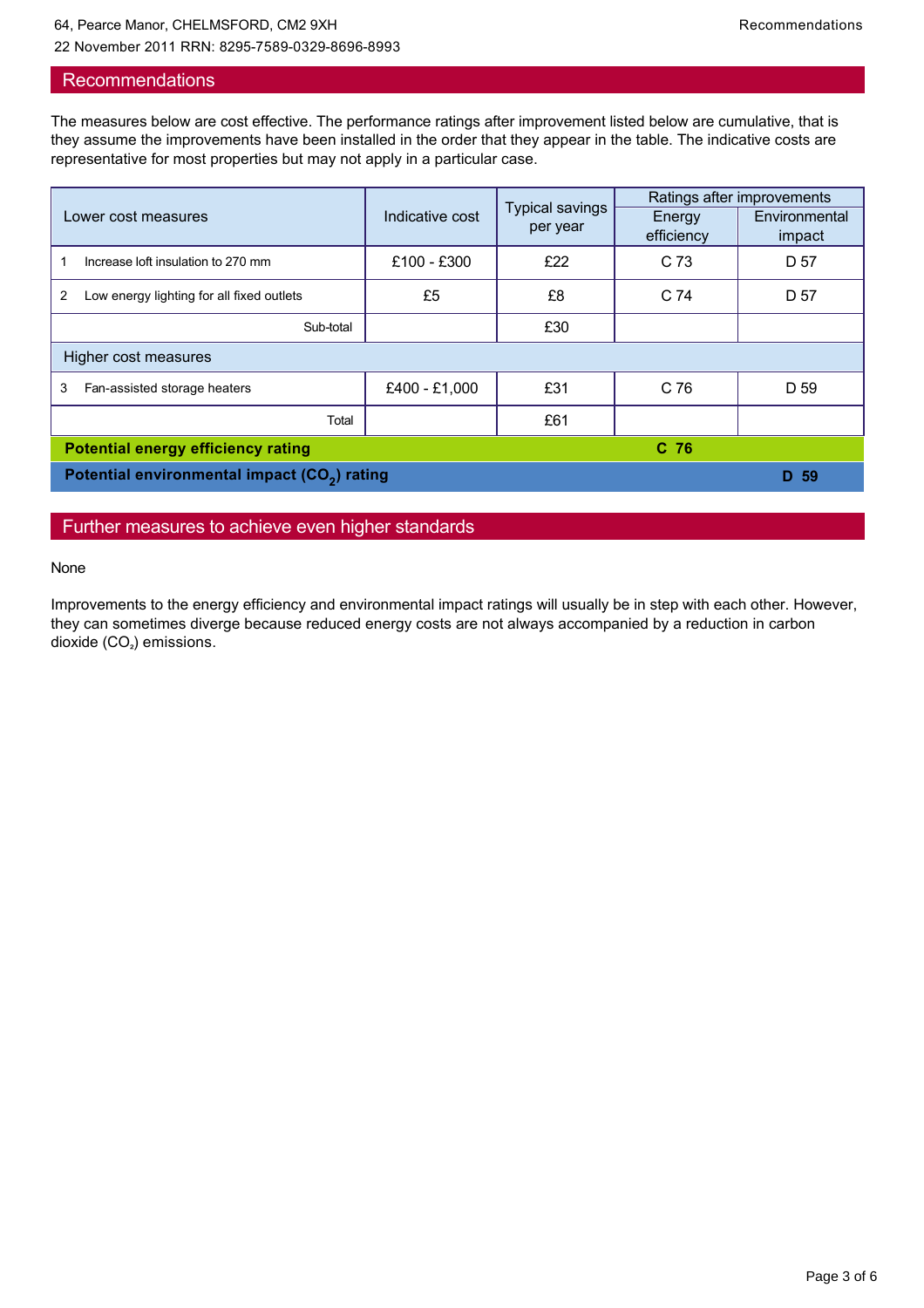64, Pearce Manor, CHELMSFORD, CM2 9XH
22 November 2011 RRN: 8295-7589-0329-8696-8993

## Recommendations

The measures below are cost effective. The performance ratings after improvement listed below are cumulative, that is they assume the improvements have been installed in the order that they appear in the table. The indicative costs are representative for most properties but may not apply in a particular case.

| Lower cost measures | Indicative cost | Typical savings per year | Ratings after improvements | |
|---|---|---|---|---|
| | | | Energy efficiency | Environmental impact |
| 1 Increase loft insulation to 270 mm | £100 - £300 | £22 | C 73 | D 57 |
| 2 Low energy lighting for all fixed outlets | £5 | £8 | C 74 | D 57 |
| Sub-total | | £30 | | |
| **Higher cost measures** | | | | |
| 3 Fan-assisted storage heaters | £400 - £1,000 | £31 | C 76 | D 59 |
| Total | | £61 | | |
| **Potential energy efficiency rating** | | | **C 76** | |
| **Potential environmental impact ($CO_2$) rating** | | | | **D 59** |

## Further measures to achieve even higher standards

None

Improvements to the energy efficiency and environmental impact ratings will usually be in step with each other. However, they can sometimes diverge because reduced energy costs are not always accompanied by a reduction in carbon dioxide ($CO_2$) emissions.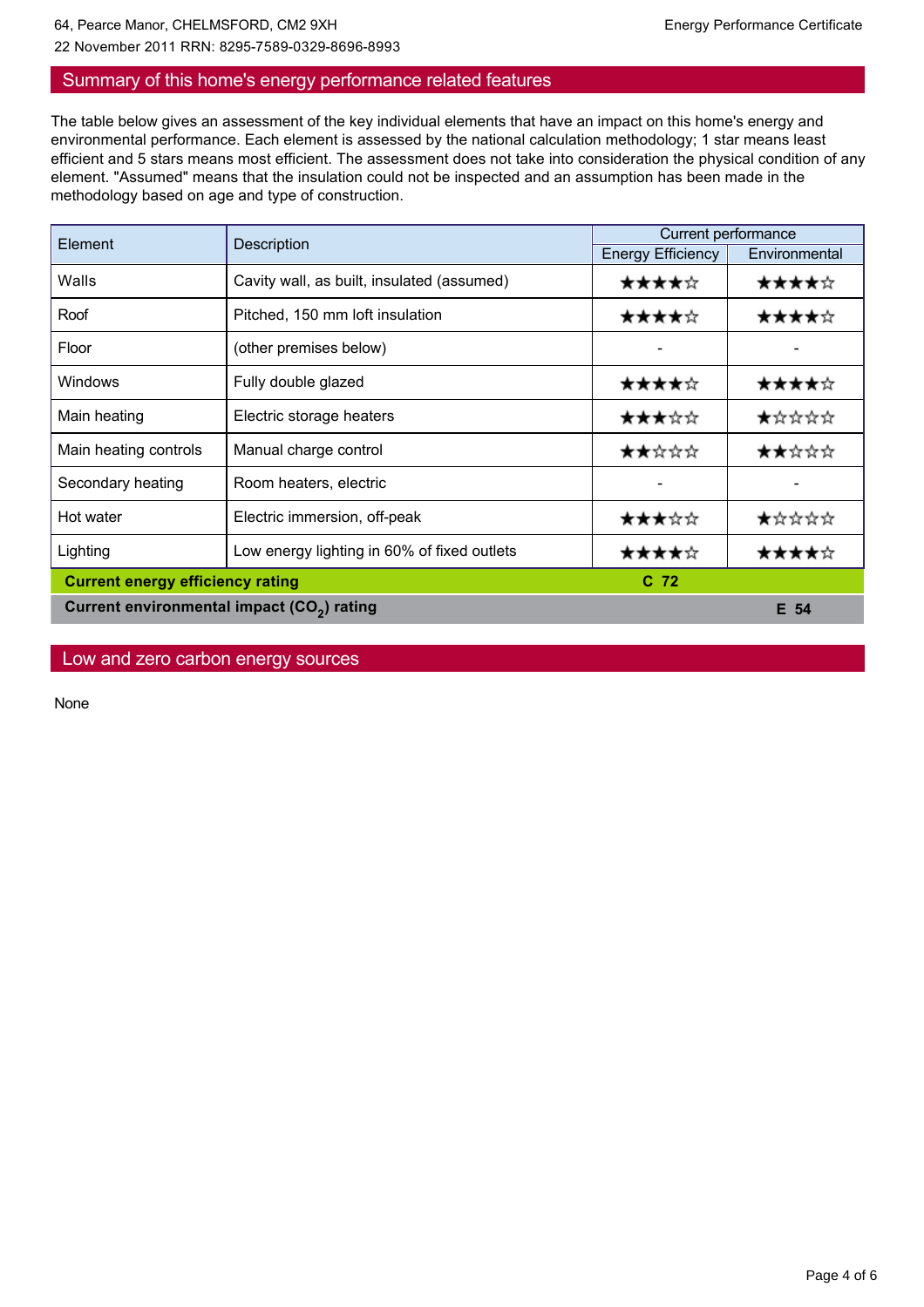## Summary of this home's energy performance related features

The table below gives an assessment of the key individual elements that have an impact on this home's energy and environmental performance. Each element is assessed by the national calculation methodology; 1 star means least efficient and 5 stars means most efficient. The assessment does not take into consideration the physical condition of any element. "Assumed" means that the insulation could not be inspected and an assumption has been made in the methodology based on age and type of construction.

| Element | Description | Current performance | |
|---|---|---|---|
| | | Energy Efficiency | Environmental |
| Walls | Cavity wall, as built, insulated (assumed) | ★★★★☆ | ★★★★☆ |
| Roof | Pitched, 150 mm loft insulation | ★★★★☆ | ★★★★☆ |
| Floor | (other premises below) | - | - |
| Windows | Fully double glazed | ★★★★☆ | ★★★★☆ |
| Main heating | Electric storage heaters | ★★★☆☆ | ★☆☆☆☆ |
| Main heating controls | Manual charge control | ★★☆☆☆ | ★★☆☆☆ |
| Secondary heating | Room heaters, electric | - | - |
| Hot water | Electric immersion, off-peak | ★★★☆☆ | ★☆☆☆☆ |
| Lighting | Low energy lighting in 60% of fixed outlets | ★★★★☆ | ★★★★☆ |
| **Current energy efficiency rating** | | **C 72** | |
| **Current environmental impact ($CO_2$) rating** | | | **E 54** |

## Low and zero carbon energy sources

None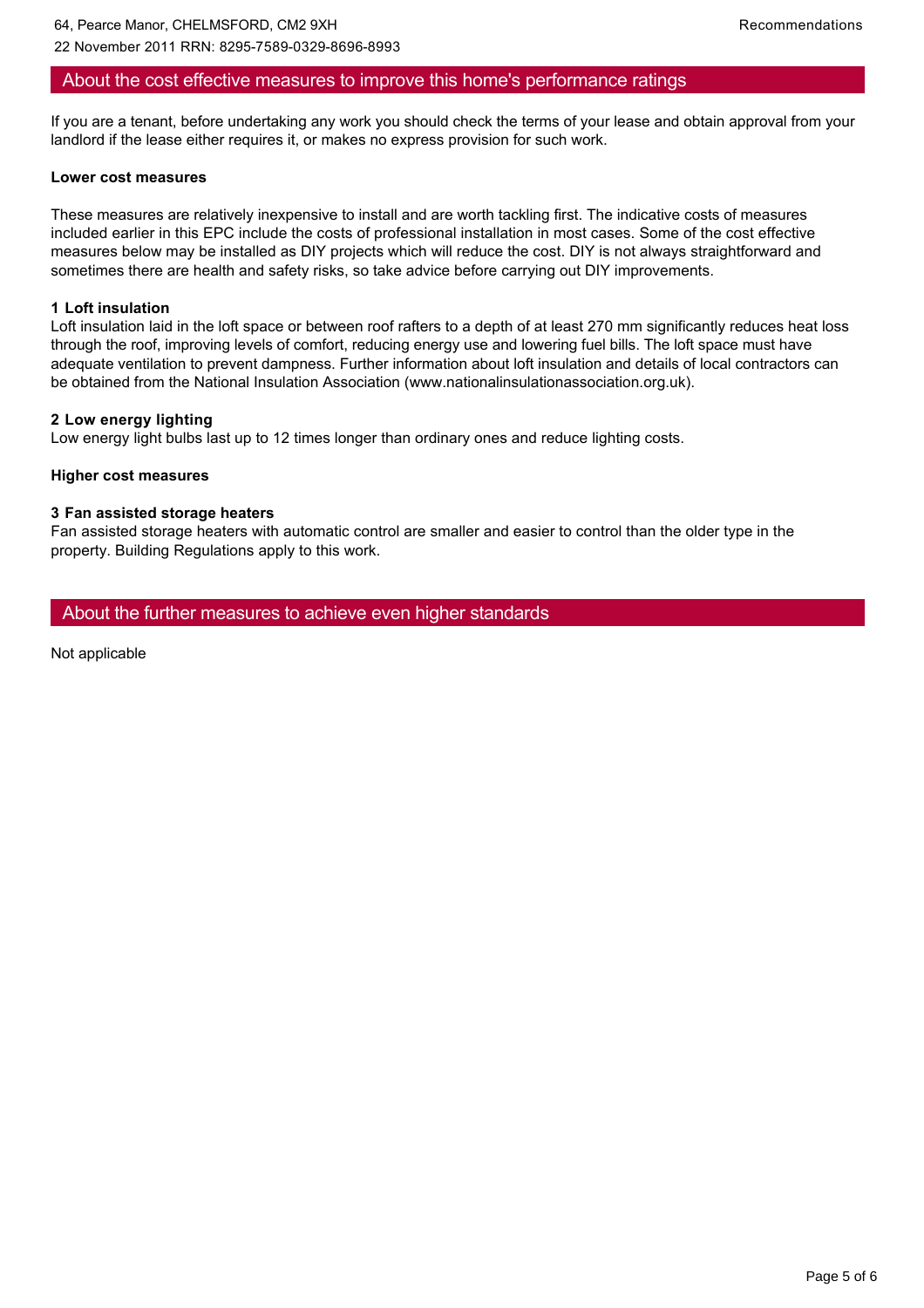## About the cost effective measures to improve this home's performance ratings

If you are a tenant, before undertaking any work you should check the terms of your lease and obtain approval from your landlord if the lease either requires it, or makes no express provision for such work.

**Lower cost measures**

These measures are relatively inexpensive to install and are worth tackling first. The indicative costs of measures included earlier in this EPC include the costs of professional installation in most cases. Some of the cost effective measures below may be installed as DIY projects which will reduce the cost. DIY is not always straightforward and sometimes there are health and safety risks, so take advice before carrying out DIY improvements.

**1 Loft insulation**
Loft insulation laid in the loft space or between roof rafters to a depth of at least 270 mm significantly reduces heat loss through the roof, improving levels of comfort, reducing energy use and lowering fuel bills. The loft space must have adequate ventilation to prevent dampness. Further information about loft insulation and details of local contractors can be obtained from the National Insulation Association (www.nationalinsulationassociation.org.uk).

**2 Low energy lighting**
Low energy light bulbs last up to 12 times longer than ordinary ones and reduce lighting costs.

**Higher cost measures**

**3 Fan assisted storage heaters**
Fan assisted storage heaters with automatic control are smaller and easier to control than the older type in the property. Building Regulations apply to this work.

## About the further measures to achieve even higher standards

Not applicable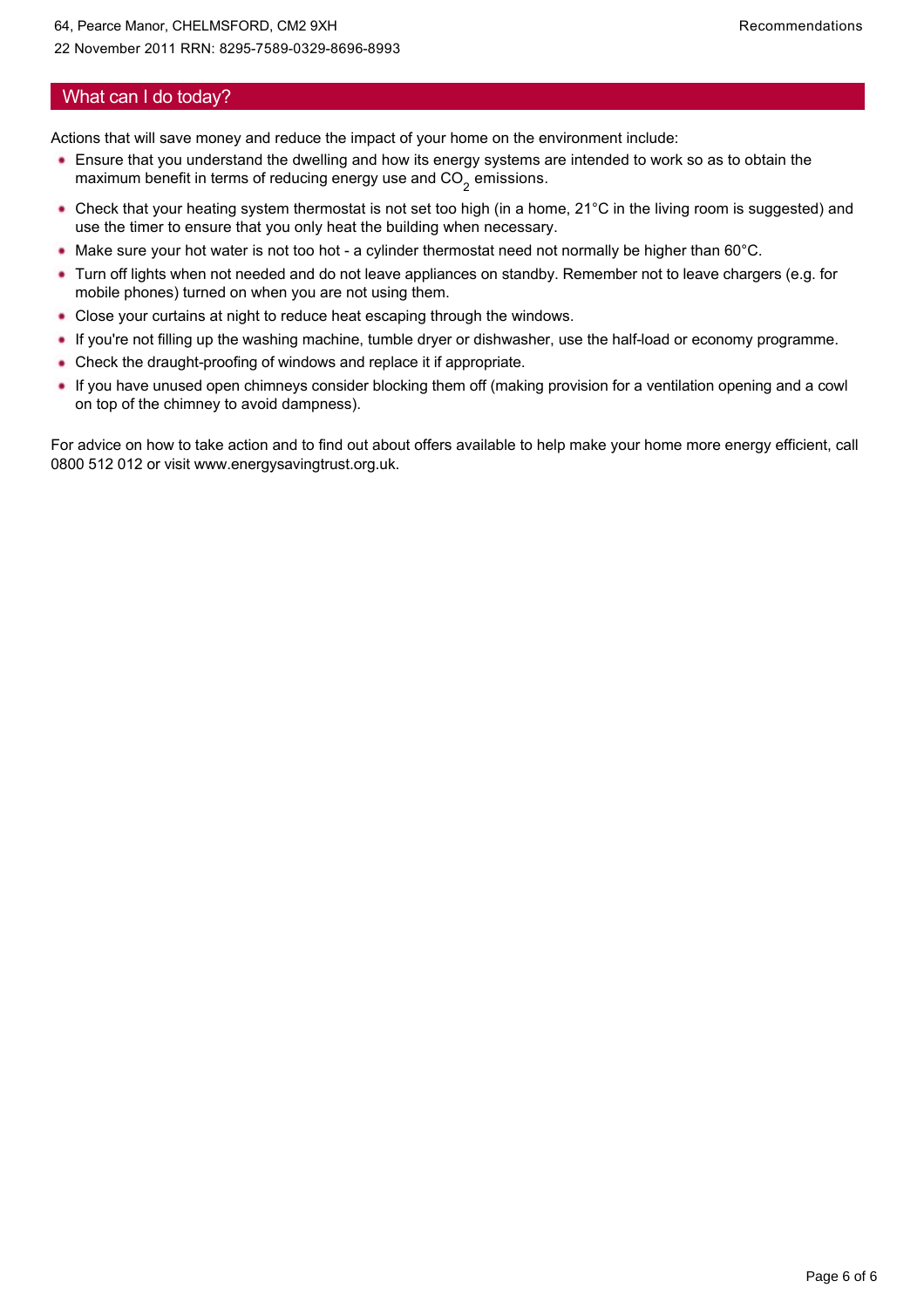## What can I do today?

Actions that will save money and reduce the impact of your home on the environment include:

- Ensure that you understand the dwelling and how its energy systems are intended to work so as to obtain the maximum benefit in terms of reducing energy use and $CO_2$ emissions.
- Check that your heating system thermostat is not set too high (in a home, 21°C in the living room is suggested) and use the timer to ensure that you only heat the building when necessary.
- Make sure your hot water is not too hot - a cylinder thermostat need not normally be higher than 60°C.
- Turn off lights when not needed and do not leave appliances on standby. Remember not to leave chargers (e.g. for mobile phones) turned on when you are not using them.
- Close your curtains at night to reduce heat escaping through the windows.
- If you're not filling up the washing machine, tumble dryer or dishwasher, use the half-load or economy programme.
- Check the draught-proofing of windows and replace it if appropriate.
- If you have unused open chimneys consider blocking them off (making provision for a ventilation opening and a cowl on top of the chimney to avoid dampness).

For advice on how to take action and to find out about offers available to help make your home more energy efficient, call 0800 512 012 or visit www.energysavingtrust.org.uk.